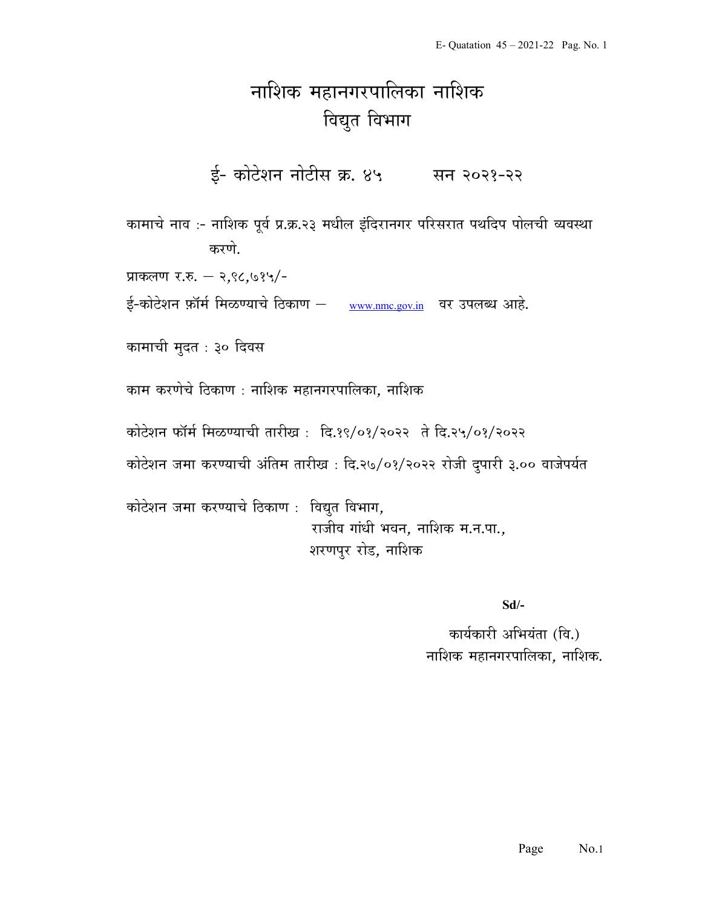# नाशिक महानगरपालिका नाशिक
## विद्युत विभाग

### ई- कोटेशन नोटीस क्र. ४५ सन २०२१-२२

कामाचे नाव :- नाशिक पूर्व प्र.क्र.२३ मधील इंदिरानगर परिसरात पथदिप पोलची व्यवस्था करणे.

प्राकलण र.रु. – २,९८,७१५/-

ई-कोटेशन फ़ॉर्म मिळण्याचे ठिकाण – www.nmc.gov.in वर उपलब्ध आहे.

कामाची मुदत : ३० दिवस

काम करणेचे ठिकाण : नाशिक महानगरपालिका, नाशिक

कोटेशन फॉर्म मिळण्याची तारीख : दि.१९/०१/२०२२ ते दि.२५/०१/२०२२

कोटेशन जमा करण्याची अंतिम तारीख : दि.२७/०१/२०२२ रोजी दुपारी ३.०० वाजेपर्यंत

कोटेशन जमा करण्याचे ठिकाण : विद्युत विभाग,
राजीव गांधी भवन, नाशिक म.न.पा.,
शरणपुर रोड, नाशिक

**Sd/-**

कार्यकारी अभियंता (वि.)
नाशिक महानगरपालिका, नाशिक.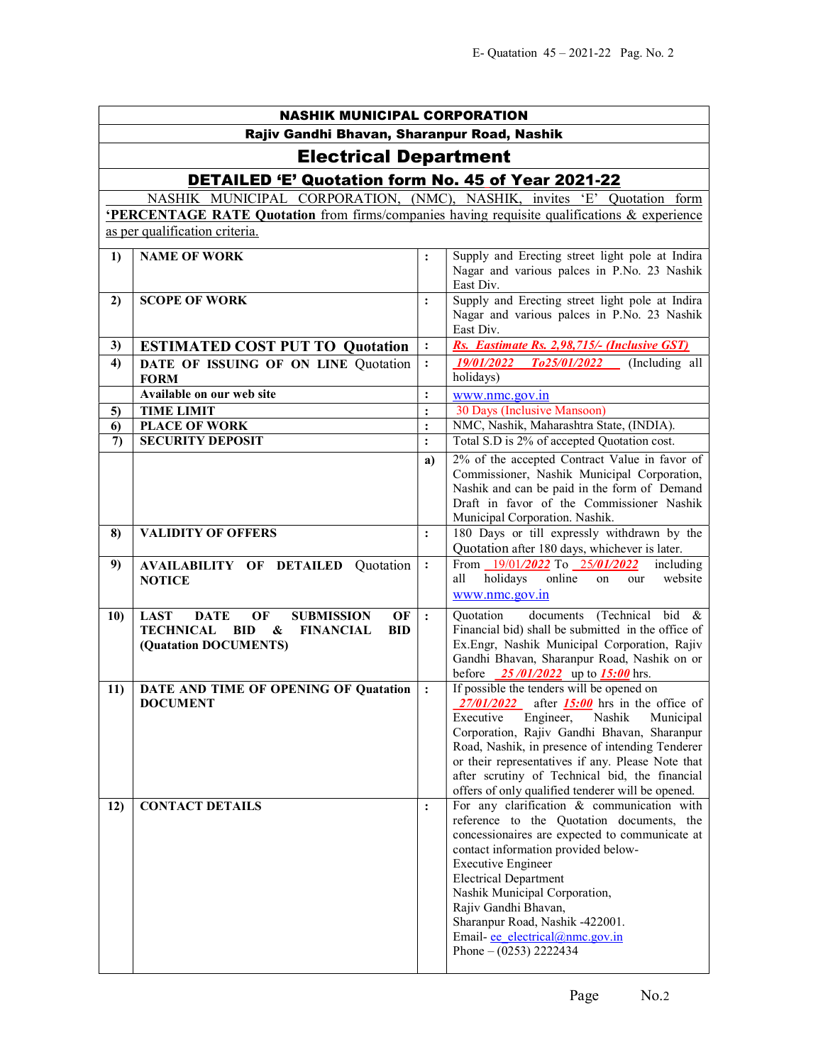## NASHIK MUNICIPAL CORPORATION

### Rajiv Gandhi Bhavan, Sharanpur Road, Nashik

# Electrical Department

## DETAILED 'E' Quotation form No. 45 of Year 2021-22

NASHIK MUNICIPAL CORPORATION, (NMC), NASHIK, invites 'E' Quotation form **'PERCENTAGE RATE Quotation** from firms/companies having requisite qualifications & experience as per qualification criteria.

| | | | |
|---|---|---|---|
| **1)** | **NAME OF WORK** | **:** | Supply and Erecting street light pole at Indira Nagar and various palces in P.No. 23 Nashik East Div. |
| **2)** | **SCOPE OF WORK** | **:** | Supply and Erecting street light pole at Indira Nagar and various palces in P.No. 23 Nashik East Div. |
| **3)** | **ESTIMATED COST PUT TO Quotation** | **:** | ***Rs. Eastimate Rs. 2,98,715/- (Inclusive GST)*** |
| **4)** | **DATE OF ISSUING OF ON LINE Quotation FORM** | **:** | *19/01/2022 To25/01/2022* (Including all holidays) |
| | **Available on our web site** | **:** | www.nmc.gov.in |
| **5)** | **TIME LIMIT** | **:** | 30 Days (Inclusive Mansoon) |
| **6)** | **PLACE OF WORK** | **:** | NMC, Nashik, Maharashtra State, (INDIA). |
| **7)** | **SECURITY DEPOSIT** | **:** | Total S.D is 2% of accepted Quotation cost. |
| | | **a)** | 2% of the accepted Contract Value in favor of Commissioner, Nashik Municipal Corporation, Nashik and can be paid in the form of Demand Draft in favor of the Commissioner Nashik Municipal Corporation. Nashik. |
| **8)** | **VALIDITY OF OFFERS** | **:** | 180 Days or till expressly withdrawn by the Quotation after 180 days, whichever is later. |
| **9)** | **AVAILABILITY OF DETAILED Quotation NOTICE** | **:** | From 19/01/*2022* To *25/01/2022* including all holidays online on our website www.nmc.gov.in |
| **10)** | **LAST DATE OF SUBMISSION OF TECHNICAL BID & FINANCIAL BID (Quatation DOCUMENTS)** | **:** | Quotation documents (Technical bid & Financial bid) shall be submitted in the office of Ex.Engr, Nashik Municipal Corporation, Rajiv Gandhi Bhavan, Sharanpur Road, Nashik on or before *25 /01/2022* up to ***15:00*** hrs. |
| **11)** | **DATE AND TIME OF OPENING OF Quatation DOCUMENT** | **:** | If possible the tenders will be opened on *27/01/2022* after ***15:00*** hrs in the office of Executive Engineer, Nashik Municipal Corporation, Rajiv Gandhi Bhavan, Sharanpur Road, Nashik, in presence of intending Tenderer or their representatives if any. Please Note that after scrutiny of Technical bid, the financial offers of only qualified tenderer will be opened. |
| **12)** | **CONTACT DETAILS** | **:** | For any clarification & communication with reference to the Quotation documents, the concessionaires are expected to communicate at contact information provided below-<br>Executive Engineer<br>Electrical Department<br>Nashik Municipal Corporation,<br>Rajiv Gandhi Bhavan,<br>Sharanpur Road, Nashik -422001.<br>Email- ee_electrical@nmc.gov.in<br>Phone – (0253) 2222434 |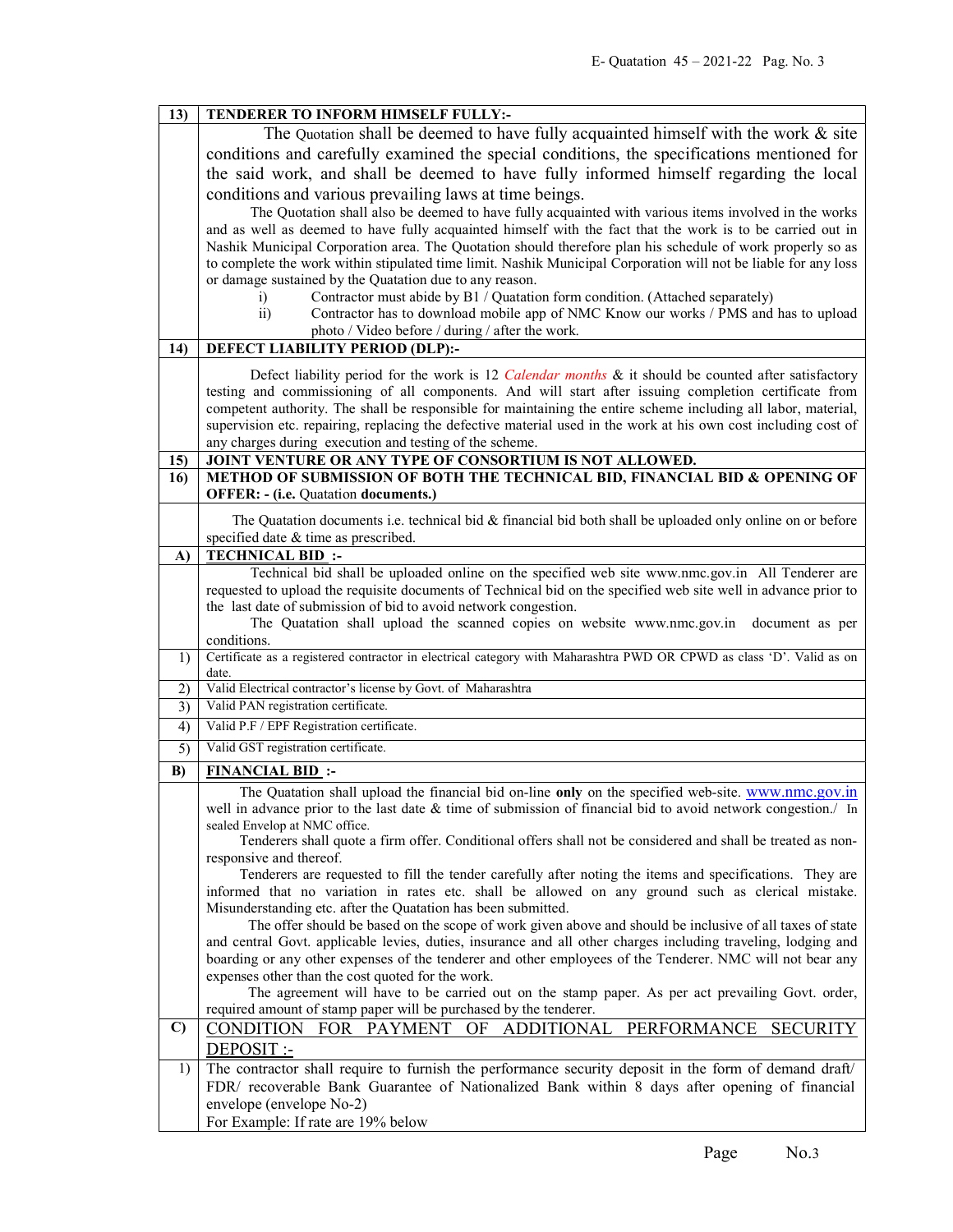| 13) | **TENDERER TO INFORM HIMSELF FULLY:-** |
|---|---|
| | The Quotation shall be deemed to have fully acquainted himself with the work & site conditions and carefully examined the special conditions, the specifications mentioned for the said work, and shall be deemed to have fully informed himself regarding the local conditions and various prevailing laws at time beings.<br>The Quotation shall also be deemed to have fully acquainted with various items involved in the works and as well as deemed to have fully acquainted himself with the fact that the work is to be carried out in Nashik Municipal Corporation area. The Quotation should therefore plan his schedule of work properly so as to complete the work within stipulated time limit. Nashik Municipal Corporation will not be liable for any loss or damage sustained by the Quatation due to any reason.<br>i) Contractor must abide by B1 / Quatation form condition. (Attached separately)<br>ii) Contractor has to download mobile app of NMC Know our works / PMS and has to upload photo / Video before / during / after the work. |
| 14) | **DEFECT LIABILITY PERIOD (DLP):-** |
| | Defect liability period for the work is 12 *Calendar months* & it should be counted after satisfactory testing and commissioning of all components. And will start after issuing completion certificate from competent authority. The shall be responsible for maintaining the entire scheme including all labor, material, supervision etc. repairing, replacing the defective material used in the work at his own cost including cost of any charges during execution and testing of the scheme. |
| 15) | **JOINT VENTURE OR ANY TYPE OF CONSORTIUM IS NOT ALLOWED.** |
| 16) | **METHOD OF SUBMISSION OF BOTH THE TECHNICAL BID, FINANCIAL BID & OPENING OF OFFER: - (i.e.** Quotation **documents.)** |
| | The Quotation documents i.e. technical bid & financial bid both shall be uploaded only online on or before specified date & time as prescribed. |
| A) | **TECHNICAL BID :-** |
| | Technical bid shall be uploaded online on the specified web site www.nmc.gov.in All Tenderer are requested to upload the requisite documents of Technical bid on the specified web site well in advance prior to the last date of submission of bid to avoid network congestion.<br>The Quotation shall upload the scanned copies on website www.nmc.gov.in document as per conditions. |
| 1) | Certificate as a registered contractor in electrical category with Maharashtra PWD OR CPWD as class 'D'. Valid as on date. |
| 2) | Valid Electrical contractor's license by Govt. of Maharashtra |
| 3) | Valid PAN registration certificate. |
| 4) | Valid P.F / EPF Registration certificate. |
| 5) | Valid GST registration certificate. |
| B) | **FINANCIAL BID :-** |
| | The Quatation shall upload the financial bid on-line **only** on the specified web-site. www.nmc.gov.in well in advance prior to the last date & time of submission of financial bid to avoid network congestion./ In sealed Envelop at NMC office.<br>Tenderers shall quote a firm offer. Conditional offers shall not be considered and shall be treated as non-responsive and thereof.<br>Tenderers are requested to fill the tender carefully after noting the items and specifications. They are informed that no variation in rates etc. shall be allowed on any ground such as clerical mistake. Misunderstanding etc. after the Quatation has been submitted.<br>The offer should be based on the scope of work given above and should be inclusive of all taxes of state and central Govt. applicable levies, duties, insurance and all other charges including traveling, lodging and boarding or any other expenses of the tenderer and other employees of the Tenderer. NMC will not bear any expenses other than the cost quoted for the work.<br>The agreement will have to be carried out on the stamp paper. As per act prevailing Govt. order, required amount of stamp paper will be purchased by the tenderer. |
| C) | CONDITION FOR PAYMENT OF ADDITIONAL PERFORMANCE SECURITY DEPOSIT :- |
| 1) | The contractor shall require to furnish the performance security deposit in the form of demand draft/ FDR/ recoverable Bank Guarantee of Nationalized Bank within 8 days after opening of financial envelope (envelope No-2)<br>For Example: If rate are 19% below |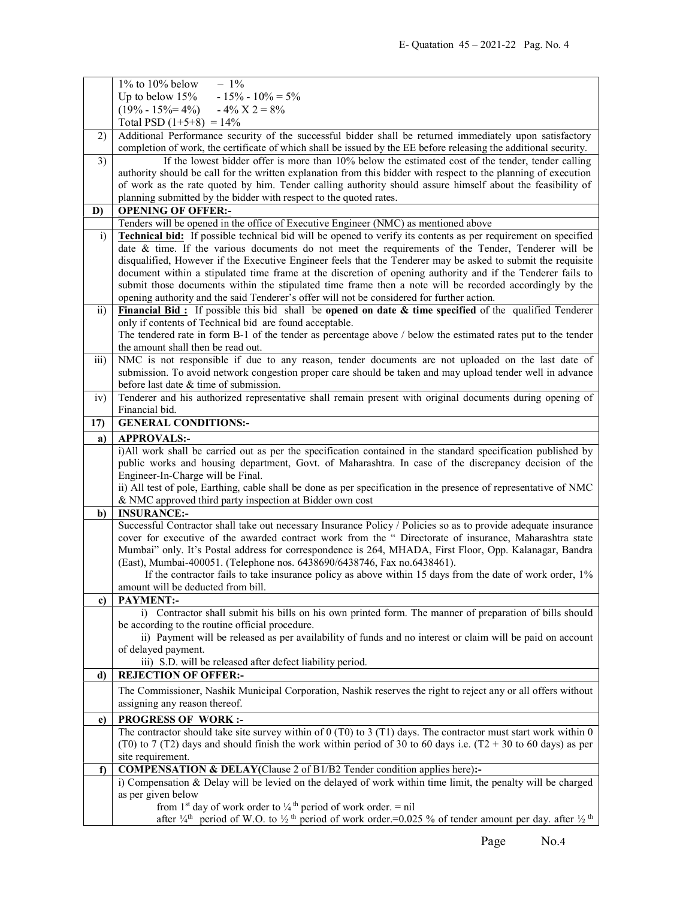| | |
|---|---|
| | 1% to 10% below – 1%<br>Up to below 15% - 15% - 10% = 5%<br>(19% - 15%= 4%) - 4% X 2 = 8%<br>Total PSD (1+5+8) = 14% |
| 2) | Additional Performance security of the successful bidder shall be returned immediately upon satisfactory completion of work, the certificate of which shall be issued by the EE before releasing the additional security. |
| 3) | If the lowest bidder offer is more than 10% below the estimated cost of the tender, tender calling authority should be call for the written explanation from this bidder with respect to the planning of execution of work as the rate quoted by him. Tender calling authority should assure himself about the feasibility of planning submitted by the bidder with respect to the quoted rates. |
| **D)** | **<u>OPENING OF OFFER:-</u>** |
| | Tenders will be opened in the office of Executive Engineer (NMC) as mentioned above |
| i) | **<u>Technical bid:</u>** If possible technical bid will be opened to verify its contents as per requirement on specified date & time. If the various documents do not meet the requirements of the Tender, Tenderer will be disqualified, However if the Executive Engineer feels that the Tenderer may be asked to submit the requisite document within a stipulated time frame at the discretion of opening authority and if the Tenderer fails to submit those documents within the stipulated time frame then a note will be recorded accordingly by the opening authority and the said Tenderer's offer will not be considered for further action. |
| ii) | **<u>Financial Bid :</u>** If possible this bid shall be **opened on date & time specified** of the qualified Tenderer only if contents of Technical bid are found acceptable.<br>The tendered rate in form B-1 of the tender as percentage above / below the estimated rates put to the tender the amount shall then be read out. |
| iii) | NMC is not responsible if due to any reason, tender documents are not uploaded on the last date of submission. To avoid network congestion proper care should be taken and may upload tender well in advance before last date & time of submission. |
| iv) | Tenderer and his authorized representative shall remain present with original documents during opening of Financial bid. |
| **17)** | **GENERAL CONDITIONS:-** |
| **a)** | **APPROVALS:-** |
| | i)All work shall be carried out as per the specification contained in the standard specification published by public works and housing department, Govt. of Maharashtra. In case of the discrepancy decision of the Engineer-In-Charge will be Final.<br>ii) All test of pole, Earthing, cable shall be done as per specification in the presence of representative of NMC & NMC approved third party inspection at Bidder own cost |
| **b)** | **INSURANCE:-** |
| | Successful Contractor shall take out necessary Insurance Policy / Policies so as to provide adequate insurance cover for executive of the awarded contract work from the " Directorate of insurance, Maharashtra state Mumbai" only. It's Postal address for correspondence is 264, MHADA, First Floor, Opp. Kalanagar, Bandra (East), Mumbai-400051. (Telephone nos. 6438690/6438746, Fax no.6438461).<br>If the contractor fails to take insurance policy as above within 15 days from the date of work order, 1% amount will be deducted from bill. |
| **c)** | **PAYMENT:-** |
| | i) Contractor shall submit his bills on his own printed form. The manner of preparation of bills should be according to the routine official procedure.<br>ii) Payment will be released as per availability of funds and no interest or claim will be paid on account of delayed payment.<br>iii) S.D. will be released after defect liability period. |
| **d)** | **REJECTION OF OFFER:-** |
| | The Commissioner, Nashik Municipal Corporation, Nashik reserves the right to reject any or all offers without assigning any reason thereof. |
| **e)** | **PROGRESS OF WORK :-** |
| | The contractor should take site survey within of 0 (T0) to 3 (T1) days. The contractor must start work within 0 (T0) to 7 (T2) days and should finish the work within period of 30 to 60 days i.e. (T2 + 30 to 60 days) as per site requirement. |
| **f)** | **COMPENSATION & DELAY(Clause 2 of B1/B2 Tender condition applies here):-** |
| | i) Compensation & Delay will be levied on the delayed of work within time limit, the penalty will be charged as per given below<br>from 1st day of work order to ¼ th period of work order. = nil<br>after ¼th period of W.O. to ½ th period of work order.=0.025 % of tender amount per day. after ½ th |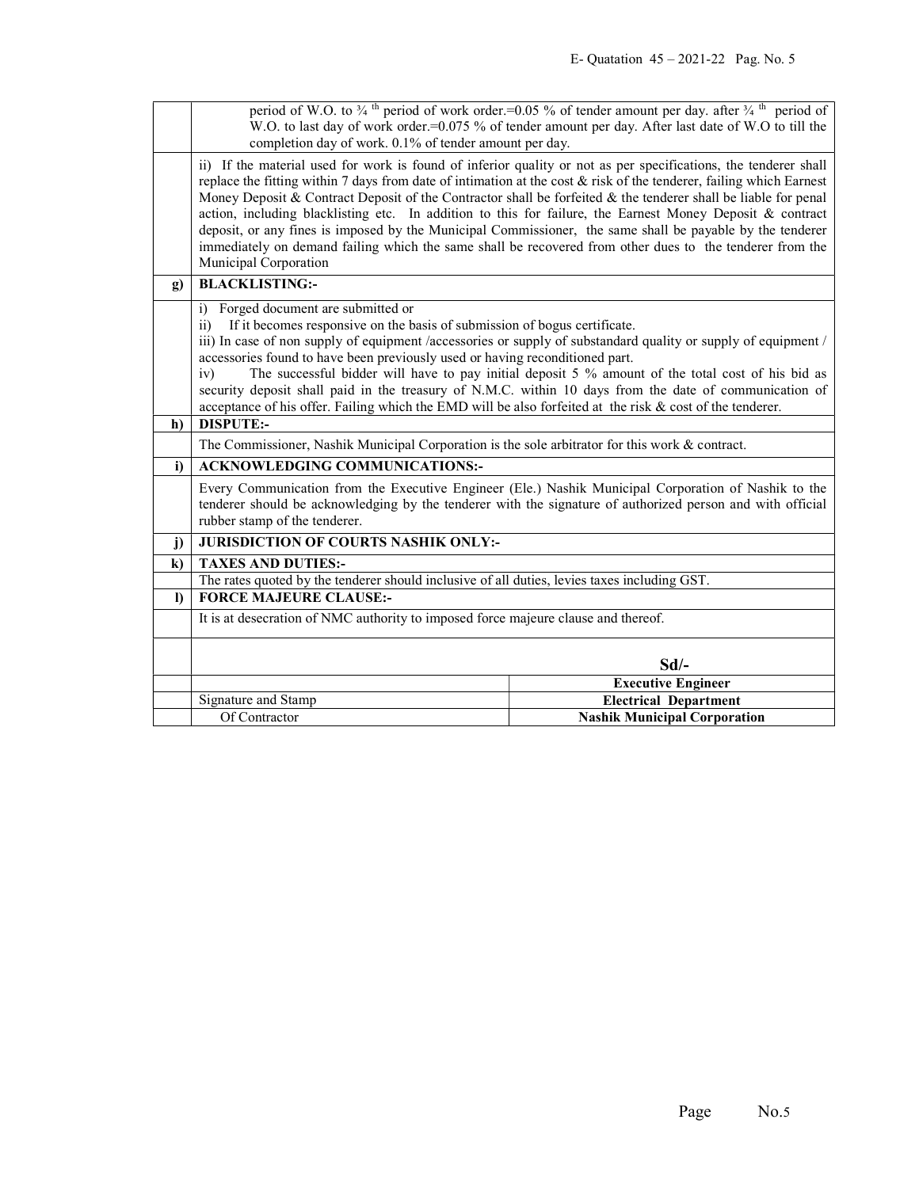| | |
|---|---|
| | period of W.O. to ¾ th period of work order.=0.05 % of tender amount per day. after ¾ th period of W.O. to last day of work order.=0.075 % of tender amount per day. After last date of W.O to till the completion day of work. 0.1% of tender amount per day. |
| | ii) If the material used for work is found of inferior quality or not as per specifications, the tenderer shall replace the fitting within 7 days from date of intimation at the cost & risk of the tenderer, failing which Earnest Money Deposit & Contract Deposit of the Contractor shall be forfeited & the tenderer shall be liable for penal action, including blacklisting etc. In addition to this for failure, the Earnest Money Deposit & contract deposit, or any fines is imposed by the Municipal Commissioner, the same shall be payable by the tenderer immediately on demand failing which the same shall be recovered from other dues to the tenderer from the Municipal Corporation |
| **g)** | **BLACKLISTING:-** |
| | i) Forged document are submitted or<br>ii) If it becomes responsive on the basis of submission of bogus certificate.<br>iii) In case of non supply of equipment /accessories or supply of substandard quality or supply of equipment / accessories found to have been previously used or having reconditioned part.<br>iv) The successful bidder will have to pay initial deposit 5 % amount of the total cost of his bid as security deposit shall paid in the treasury of N.M.C. within 10 days from the date of communication of acceptance of his offer. Failing which the EMD will be also forfeited at the risk & cost of the tenderer. |
| **h)** | **DISPUTE:-** |
| | The Commissioner, Nashik Municipal Corporation is the sole arbitrator for this work & contract. |
| **i)** | **ACKNOWLEDGING COMMUNICATIONS:-** |
| | Every Communication from the Executive Engineer (Ele.) Nashik Municipal Corporation of Nashik to the tenderer should be acknowledging by the tenderer with the signature of authorized person and with official rubber stamp of the tenderer. |
| **j)** | **JURISDICTION OF COURTS NASHIK ONLY:-** |
| **k)** | **TAXES AND DUTIES:-** |
| | The rates quoted by the tenderer should inclusive of all duties, levies taxes including GST. |
| **l)** | **FORCE MAJEURE CLAUSE:-** |
| | It is at desecration of NMC authority to imposed force majeure clause and thereof. |

| | | |
|---|---|---|
| | | **Sd/-** |
| | | **Executive Engineer** |
| | Signature and Stamp | **Electrical Department** |
| | Of Contractor | **Nashik Municipal Corporation** |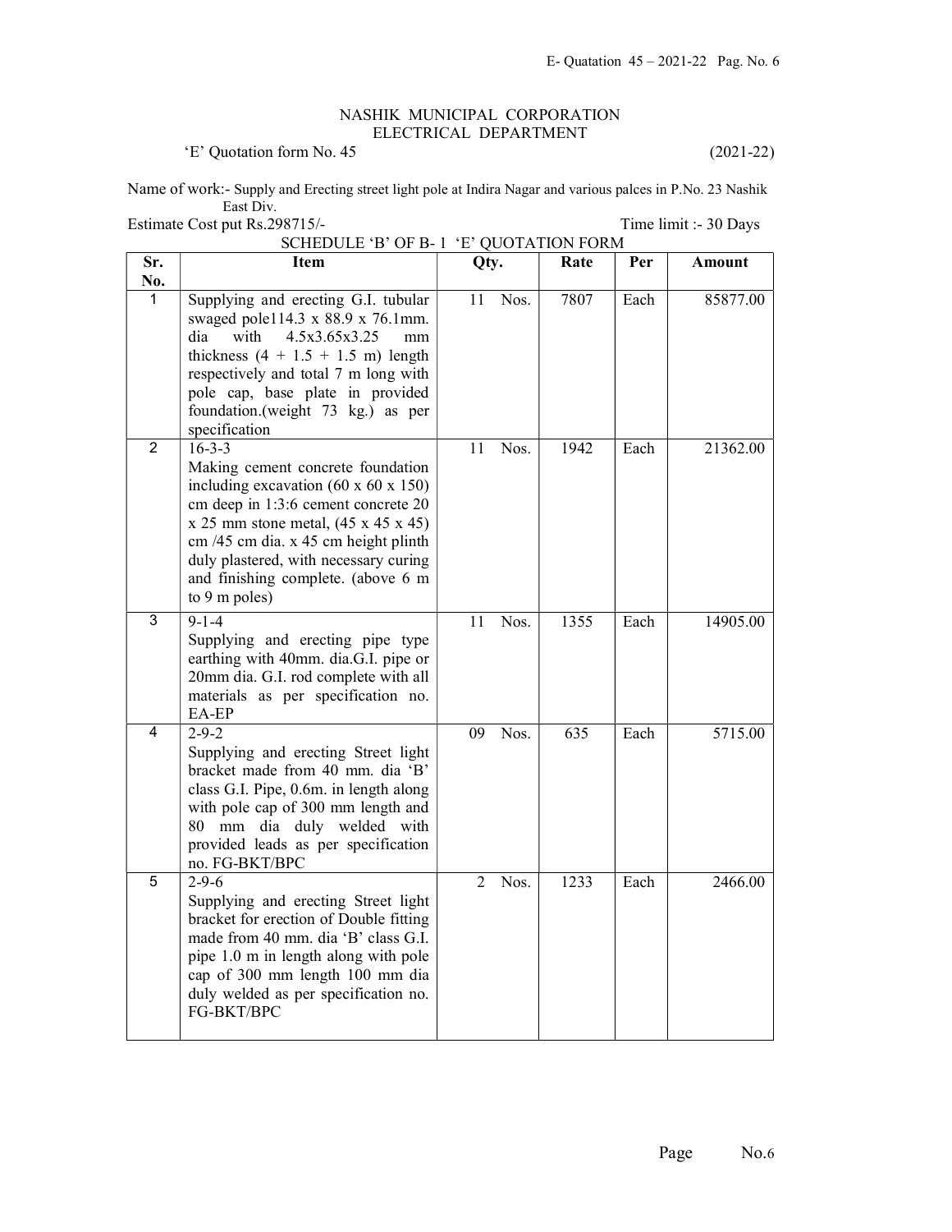NASHIK MUNICIPAL CORPORATION
ELECTRICAL DEPARTMENT

'E' Quotation form No. 45 (2021-22)

Name of work:- Supply and Erecting street light pole at Indira Nagar and various palces in P.No. 23 Nashik East Div.

Estimate Cost put Rs.298715/- Time limit :- 30 Days

SCHEDULE 'B' OF B- 1 'E' QUOTATION FORM

| Sr. No. | Item | Qty. | Rate | Per | Amount |
|---|---|---|---|---|---|
| 1 | Supplying and erecting G.I. tubular swaged pole114.3 x 88.9 x 76.1mm. dia with 4.5x3.65x3.25 mm thickness (4 + 1.5 + 1.5 m) length respectively and total 7 m long with pole cap, base plate in provided foundation.(weight 73 kg.) as per specification | 11 Nos. | 7807 | Each | 85877.00 |
| 2 | 16-3-3 Making cement concrete foundation including excavation (60 x 60 x 150) cm deep in 1:3:6 cement concrete 20 x 25 mm stone metal, (45 x 45 x 45) cm /45 cm dia. x 45 cm height plinth duly plastered, with necessary curing and finishing complete. (above 6 m to 9 m poles) | 11 Nos. | 1942 | Each | 21362.00 |
| 3 | 9-1-4 Supplying and erecting pipe type earthing with 40mm. dia.G.I. pipe or 20mm dia. G.I. rod complete with all materials as per specification no. EA-EP | 11 Nos. | 1355 | Each | 14905.00 |
| 4 | 2-9-2 Supplying and erecting Street light bracket made from 40 mm. dia 'B' class G.I. Pipe, 0.6m. in length along with pole cap of 300 mm length and 80 mm dia duly welded with provided leads as per specification no. FG-BKT/BPC | 09 Nos. | 635 | Each | 5715.00 |
| 5 | 2-9-6 Supplying and erecting Street light bracket for erection of Double fitting made from 40 mm. dia 'B' class G.I. pipe 1.0 m in length along with pole cap of 300 mm length 100 mm dia duly welded as per specification no. FG-BKT/BPC | 2 Nos. | 1233 | Each | 2466.00 |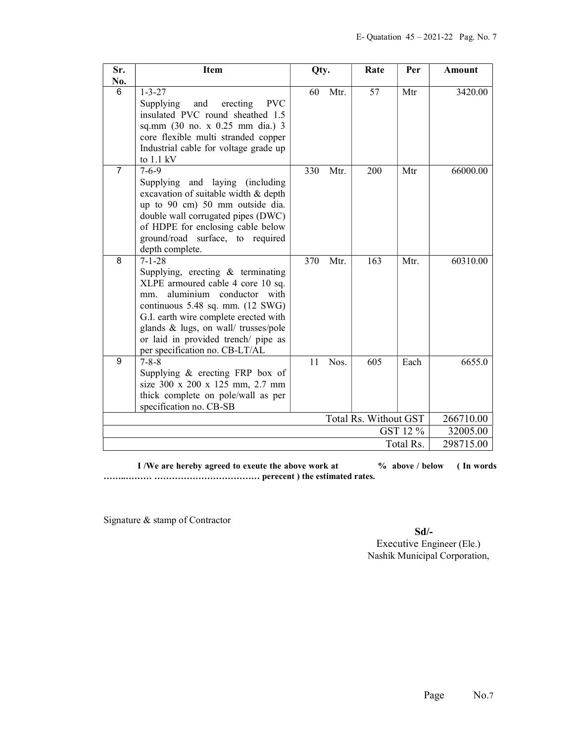| Sr. No. | Item | Qty. | Rate | Per | Amount |
|---|---|---|---|---|---|
| 6 | 1-3-27<br>Supplying and erecting PVC insulated PVC round sheathed 1.5 sq.mm (30 no. x 0.25 mm dia.) 3 core flexible multi stranded copper Industrial cable for voltage grade up to 1.1 kV | 60 Mtr. | 57 | Mtr | 3420.00 |
| 7 | 7-6-9<br>Supplying and laying (including excavation of suitable width & depth up to 90 cm) 50 mm outside dia. double wall corrugated pipes (DWC) of HDPE for enclosing cable below ground/road surface, to required depth complete. | 330 Mtr. | 200 | Mtr | 66000.00 |
| 8 | 7-1-28<br>Supplying, erecting & terminating XLPE armoured cable 4 core 10 sq. mm. aluminium conductor with continuous 5.48 sq. mm. (12 SWG) G.I. earth wire complete erected with glands & lugs, on wall/ trusses/pole or laid in provided trench/ pipe as per specification no. CB-LT/AL | 370 Mtr. | 163 | Mtr. | 60310.00 |
| 9 | 7-8-8<br>Supplying & erecting FRP box of size 300 x 200 x 125 mm, 2.7 mm thick complete on pole/wall as per specification no. CB-SB | 11 Nos. | 605 | Each | 6655.0 |
| | | | | Total Rs. Without GST | 266710.00 |
| | | | | GST 12 % | 32005.00 |
| | | | | Total Rs. | 298715.00 |

**I /We are hereby agreed to exeute the above work at % above / below ( In words ……..……… ……………………………… perecent ) the estimated rates.**

Signature & stamp of Contractor

**Sd/-**
Executive Engineer (Ele.)
Nashik Municipal Corporation,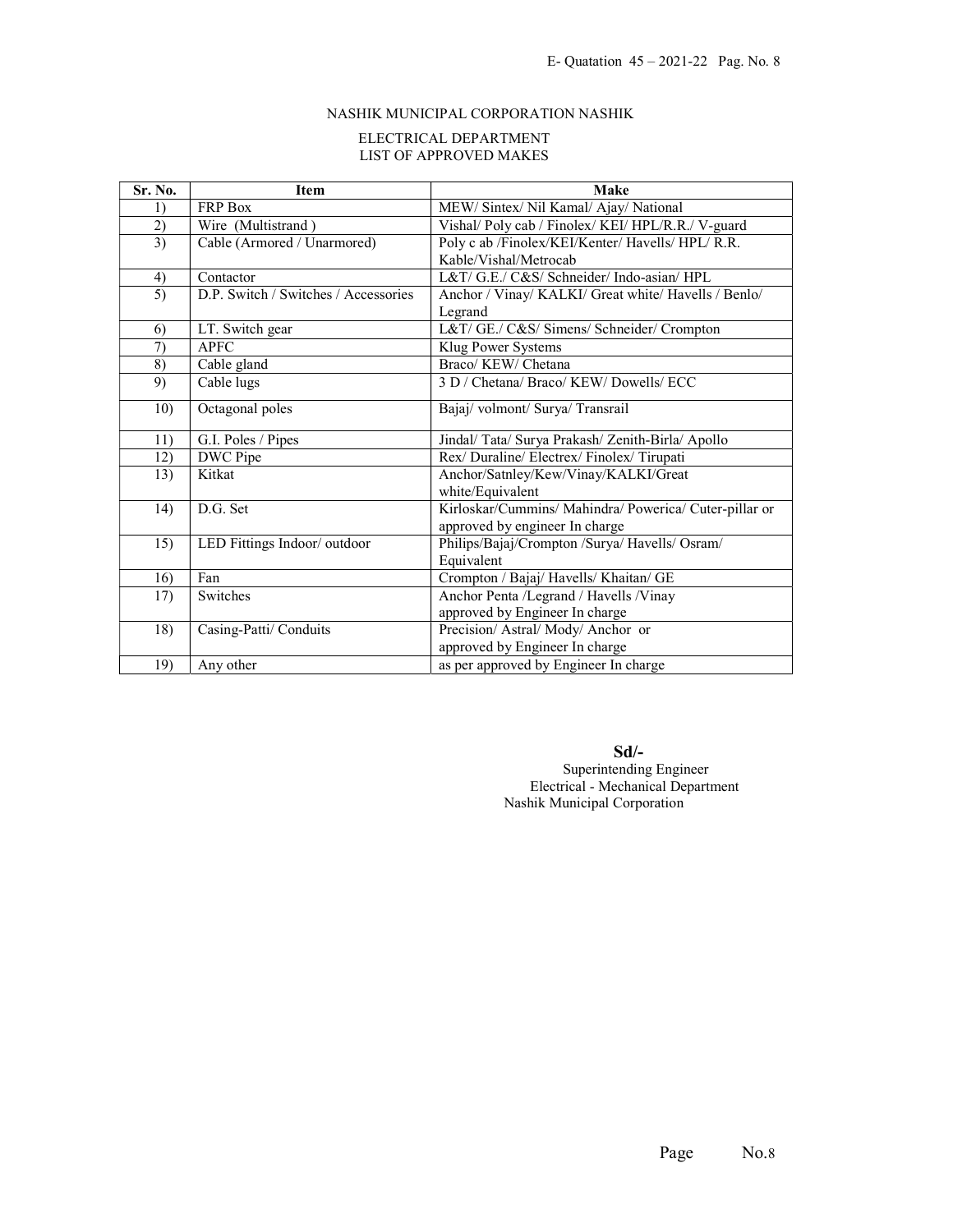NASHIK MUNICIPAL CORPORATION NASHIK

ELECTRICAL DEPARTMENT
LIST OF APPROVED MAKES

| Sr. No. | Item | Make |
|---|---|---|
| 1) | FRP Box | MEW/ Sintex/ Nil Kamal/ Ajay/ National |
| 2) | Wire (Multistrand ) | Vishal/ Poly cab / Finolex/ KEI/ HPL/R.R./ V-guard |
| 3) | Cable (Armored / Unarmored) | Poly c ab /Finolex/KEI/Kenter/ Havells/ HPL/ R.R. Kable/Vishal/Metrocab |
| 4) | Contactor | L&T/ G.E./ C&S/ Schneider/ Indo-asian/ HPL |
| 5) | D.P. Switch / Switches / Accessories | Anchor / Vinay/ KALKI/ Great white/ Havells / Benlo/ Legrand |
| 6) | LT. Switch gear | L&T/ GE./ C&S/ Simens/ Schneider/ Crompton |
| 7) | APFC | Klug Power Systems |
| 8) | Cable gland | Braco/ KEW/ Chetana |
| 9) | Cable lugs | 3 D / Chetana/ Braco/ KEW/ Dowells/ ECC |
| 10) | Octagonal poles | Bajaj/ volmont/ Surya/ Transrail |
| 11) | G.I. Poles / Pipes | Jindal/ Tata/ Surya Prakash/ Zenith-Birla/ Apollo |
| 12) | DWC Pipe | Rex/ Duraline/ Electrex/ Finolex/ Tirupati |
| 13) | Kitkat | Anchor/Satnley/Kew/Vinay/KALKI/Great white/Equivalent |
| 14) | D.G. Set | Kirloskar/Cummins/ Mahindra/ Powerica/ Cuter-pillar or approved by engineer In charge |
| 15) | LED Fittings Indoor/ outdoor | Philips/Bajaj/Crompton /Surya/ Havells/ Osram/ Equivalent |
| 16) | Fan | Crompton / Bajaj/ Havells/ Khaitan/ GE |
| 17) | Switches | Anchor Penta /Legrand / Havells /Vinay approved by Engineer In charge |
| 18) | Casing-Patti/ Conduits | Precision/ Astral/ Mody/ Anchor or approved by Engineer In charge |
| 19) | Any other | as per approved by Engineer In charge |

**Sd/-**
Superintending Engineer
Electrical - Mechanical Department
Nashik Municipal Corporation